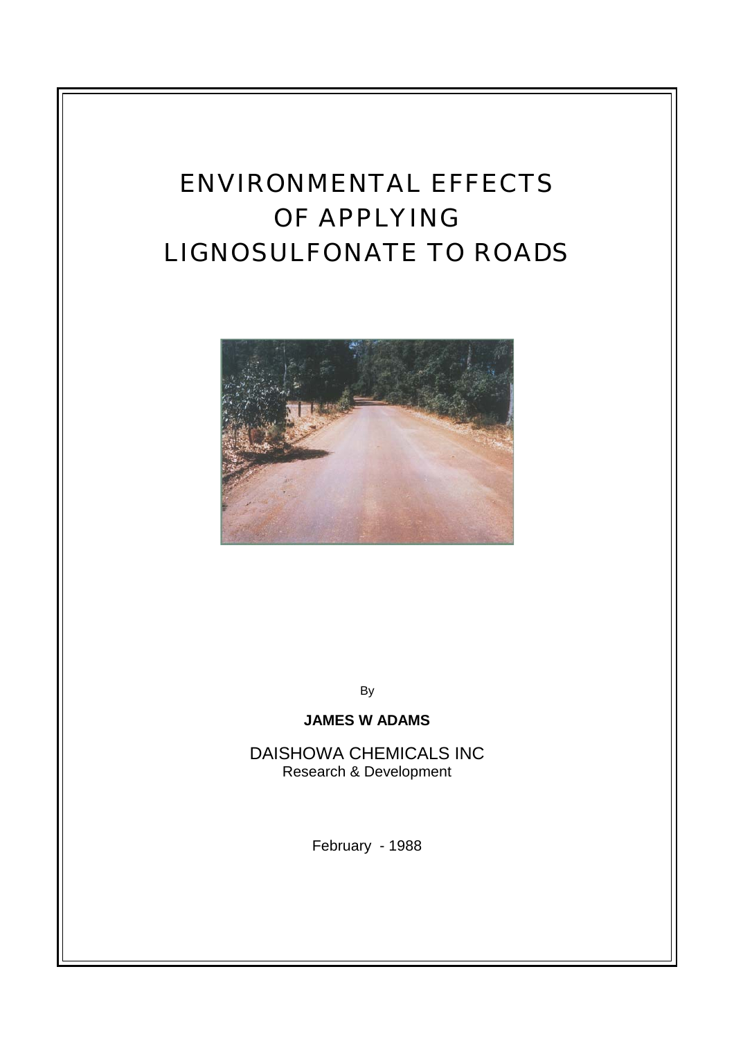# ENVIRONMENTAL EFFECTS OF APPLYING LIGNOSULFONATE TO ROADS

By

**JAMES W ADAMS**

DAISHOWA CHEMICALS INC

Research & Development

February - 1988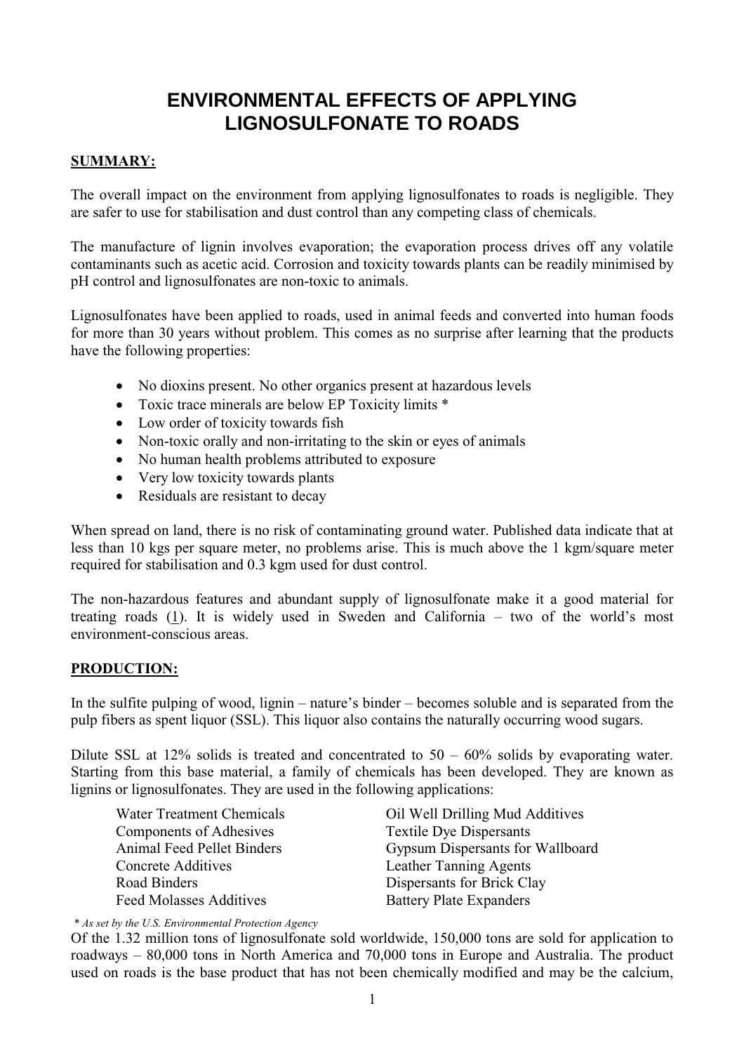# ENVIRONMENTAL EFFECTS OF APPLYING LIGNOSULFONATE TO ROADS

**SUMMARY:**

The overall impact on the environment from applying lignosulfonates to roads is negligible. They are safer to use for stabilisation and dust control than any competing class of chemicals.

The manufacture of lignin involves evaporation; the evaporation process drives off any volatile contaminants such as acetic acid. Corrosion and toxicity towards plants can be readily minimised by pH control and lignosulfonates are non-toxic to animals.

Lignosulfonates have been applied to roads, used in animal feeds and converted into human foods for more than 30 years without problem. This comes as no surprise after learning that the products have the following properties:

- No dioxins present. No other organics present at hazardous levels
- Toxic trace minerals are below EP Toxicity limits *
- Low order of toxicity towards fish
- Non-toxic orally and non-irritating to the skin or eyes of animals
- No human health problems attributed to exposure
- Very low toxicity towards plants
- Residuals are resistant to decay

When spread on land, there is no risk of contaminating ground water. Published data indicate that at less than 10 kgs per square meter, no problems arise. This is much above the 1 kgm/square meter required for stabilisation and 0.3 kgm used for dust control.

The non-hazardous features and abundant supply of lignosulfonate make it a good material for treating roads (1). It is widely used in Sweden and California – two of the world's most environment-conscious areas.

**PRODUCTION:**

In the sulfite pulping of wood, lignin – nature's binder – becomes soluble and is separated from the pulp fibers as spent liquor (SSL). This liquor also contains the naturally occurring wood sugars.

Dilute SSL at 12% solids is treated and concentrated to 50 – 60% solids by evaporating water. Starting from this base material, a family of chemicals has been developed. They are known as lignins or lignosulfonates. They are used in the following applications:

- Water Treatment Chemicals
- Components of Adhesives
- Animal Feed Pellet Binders
- Concrete Additives
- Road Binders
- Feed Molasses Additives
- Oil Well Drilling Mud Additives
- Textile Dye Dispersants
- Gypsum Dispersants for Wallboard
- Leather Tanning Agents
- Dispersants for Brick Clay
- Battery Plate Expanders

*\* As set by the U.S. Environmental Protection Agency*

Of the 1.32 million tons of lignosulfonate sold worldwide, 150,000 tons are sold for application to roadways – 80,000 tons in North America and 70,000 tons in Europe and Australia. The product used on roads is the base product that has not been chemically modified and may be the calcium,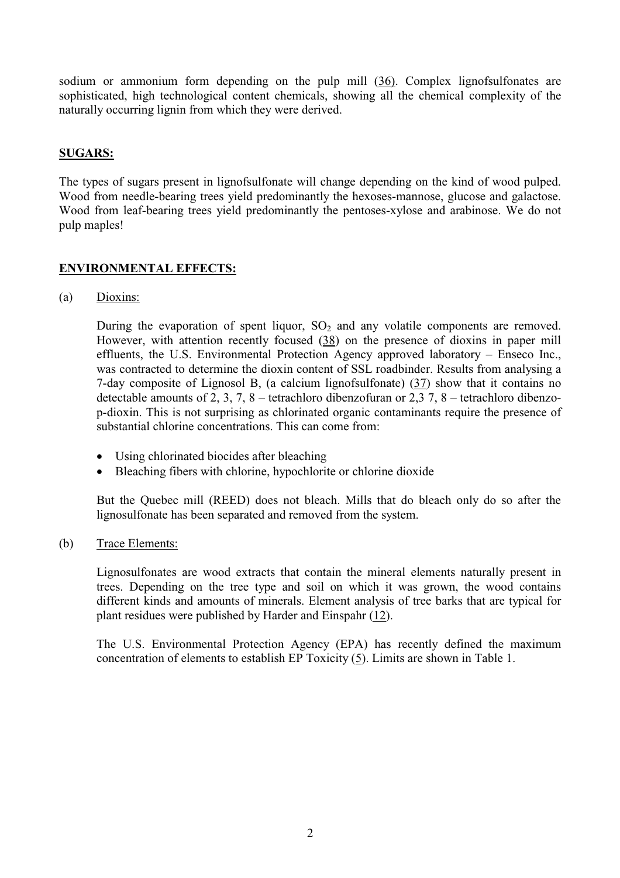sodium or ammonium form depending on the pulp mill (36). Complex lignofsulfonates are sophisticated, high technological content chemicals, showing all the chemical complexity of the naturally occurring lignin from which they were derived.

## SUGARS:

The types of sugars present in lignofsulfonate will change depending on the kind of wood pulped. Wood from needle-bearing trees yield predominantly the hexoses-mannose, glucose and galactose. Wood from leaf-bearing trees yield predominantly the pentoses-xylose and arabinose. We do not pulp maples!

## ENVIRONMENTAL EFFECTS:

(a) Dioxins:

During the evaporation of spent liquor, $SO_2$ and any volatile components are removed. However, with attention recently focused (38) on the presence of dioxins in paper mill effluents, the U.S. Environmental Protection Agency approved laboratory – Enseco Inc., was contracted to determine the dioxin content of SSL roadbinder. Results from analysing a 7-day composite of Lignosol B, (a calcium lignofsulfonate) (37) show that it contains no detectable amounts of 2, 3, 7, 8 – tetrachloro dibenzofuran or 2,3 7, 8 – tetrachloro dibenzo-p-dioxin. This is not surprising as chlorinated organic contaminants require the presence of substantial chlorine concentrations. This can come from:

- Using chlorinated biocides after bleaching
- Bleaching fibers with chlorine, hypochlorite or chlorine dioxide

But the Quebec mill (REED) does not bleach. Mills that do bleach only do so after the lignosulfonate has been separated and removed from the system.

(b) Trace Elements:

Lignosulfonates are wood extracts that contain the mineral elements naturally present in trees. Depending on the tree type and soil on which it was grown, the wood contains different kinds and amounts of minerals. Element analysis of tree barks that are typical for plant residues were published by Harder and Einspahr (12).

The U.S. Environmental Protection Agency (EPA) has recently defined the maximum concentration of elements to establish EP Toxicity (5). Limits are shown in Table 1.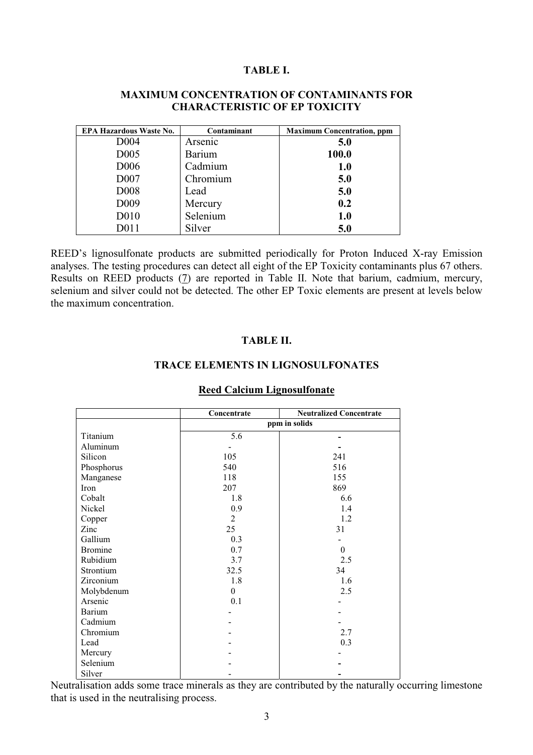**TABLE I.**

**MAXIMUM CONCENTRATION OF CONTAMINANTS FOR CHARACTERISTIC OF EP TOXICITY**

| EPA Hazardous Waste No. | Contaminant | Maximum Concentration, ppm |
|---|---|---|
| D004 | Arsenic | **5.0** |
| D005 | Barium | **100.0** |
| D006 | Cadmium | **1.0** |
| D007 | Chromium | **5.0** |
| D008 | Lead | **5.0** |
| D009 | Mercury | **0.2** |
| D010 | Selenium | **1.0** |
| D011 | Silver | **5.0** |

REED's lignosulfonate products are submitted periodically for Proton Induced X-ray Emission analyses. The testing procedures can detect all eight of the EP Toxicity contaminants plus 67 others. Results on REED products (7) are reported in Table II. Note that barium, cadmium, mercury, selenium and silver could not be detected. The other EP Toxic elements are present at levels below the maximum concentration.

**TABLE II.**

**TRACE ELEMENTS IN LIGNOSULFONATES**

**Reed Calcium Lignosulfonate**

| | Concentrate | Neutralized Concentrate |
|---|---|---|
| | ppm in solids | |
| Titanium | 5.6 | - |
| Aluminum | - | - |
| Silicon | 105 | 241 |
| Phosphorus | 540 | 516 |
| Manganese | 118 | 155 |
| Iron | 207 | 869 |
| Cobalt | 1.8 | 6.6 |
| Nickel | 0.9 | 1.4 |
| Copper | 2 | 1.2 |
| Zinc | 25 | 31 |
| Gallium | 0.3 | - |
| Bromine | 0.7 | 0 |
| Rubidium | 3.7 | 2.5 |
| Strontium | 32.5 | 34 |
| Zirconium | 1.8 | 1.6 |
| Molybdenum | 0 | 2.5 |
| Arsenic | 0.1 | - |
| Barium | - | - |
| Cadmium | - | - |
| Chromium | - | 2.7 |
| Lead | - | 0.3 |
| Mercury | - | - |
| Selenium | - | - |
| Silver | - | - |

Neutralisation adds some trace minerals as they are contributed by the naturally occurring limestone that is used in the neutralising process.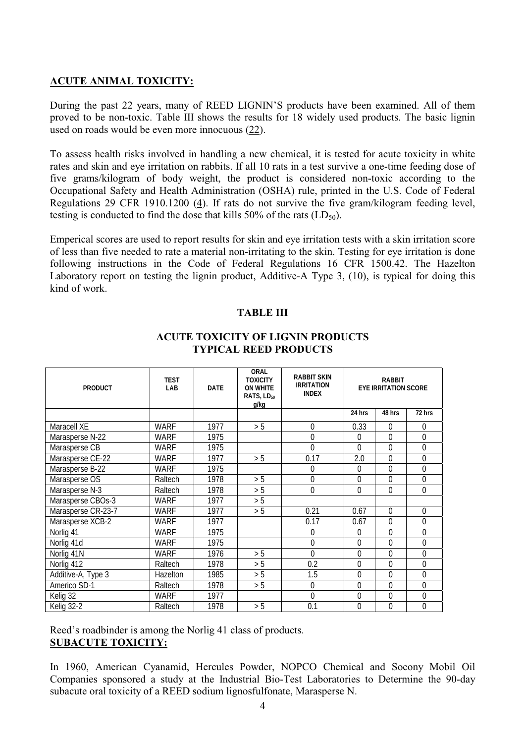**ACUTE ANIMAL TOXICITY:**

During the past 22 years, many of REED LIGNIN'S products have been examined. All of them proved to be non-toxic. Table III shows the results for 18 widely used products. The basic lignin used on roads would be even more innocuous (22).

To assess health risks involved in handling a new chemical, it is tested for acute toxicity in white rates and skin and eye irritation on rabbits. If all 10 rats in a test survive a one-time feeding dose of five grams/kilogram of body weight, the product is considered non-toxic according to the Occupational Safety and Health Administration (OSHA) rule, printed in the U.S. Code of Federal Regulations 29 CFR 1910.1200 (4). If rats do not survive the five gram/kilogram feeding level, testing is conducted to find the dose that kills 50% of the rats ($LD_{50}$).

Emperical scores are used to report results for skin and eye irritation tests with a skin irritation score of less than five needed to rate a material non-irritating to the skin. Testing for eye irritation is done following instructions in the Code of Federal Regulations 16 CFR 1500.42. The Hazelton Laboratory report on testing the lignin product, Additive-A Type 3, (10), is typical for doing this kind of work.

**TABLE III**

**ACUTE TOXICITY OF LIGNIN PRODUCTS**
**TYPICAL REED PRODUCTS**

| PRODUCT | TEST LAB | DATE | ORAL TOXICITY ON WHITE RATS, $LD_{50}$ g/kg | RABBIT SKIN IRRITATION INDEX | RABBIT EYE IRRITATION SCORE | | |
|---|---|---|---|---|---|---|---|
| | | | | | 24 hrs | 48 hrs | 72 hrs |
| Maracell XE | WARF | 1977 | > 5 | 0 | 0.33 | 0 | 0 |
| Marasperse N-22 | WARF | 1975 | | 0 | 0 | 0 | 0 |
| Marasperse CB | WARF | 1975 | | 0 | 0 | 0 | 0 |
| Marasperse CE-22 | WARF | 1977 | > 5 | 0.17 | 2.0 | 0 | 0 |
| Marasperse B-22 | WARF | 1975 | | 0 | 0 | 0 | 0 |
| Marasperse OS | Raltech | 1978 | > 5 | 0 | 0 | 0 | 0 |
| Marasperse N-3 | Raltech | 1978 | > 5 | 0 | 0 | 0 | 0 |
| Marasperse CBOs-3 | WARF | 1977 | > 5 | | | | |
| Marasperse CR-23-7 | WARF | 1977 | > 5 | 0.21 | 0.67 | 0 | 0 |
| Marasperse XCB-2 | WARF | 1977 | | 0.17 | 0.67 | 0 | 0 |
| Norlig 41 | WARF | 1975 | | 0 | 0 | 0 | 0 |
| Norlig 41d | WARF | 1975 | | 0 | 0 | 0 | 0 |
| Norlig 41N | WARF | 1976 | > 5 | 0 | 0 | 0 | 0 |
| Norlig 412 | Raltech | 1978 | > 5 | 0.2 | 0 | 0 | 0 |
| Additive-A, Type 3 | Hazelton | 1985 | > 5 | 1.5 | 0 | 0 | 0 |
| Americo SD-1 | Raltech | 1978 | > 5 | 0 | 0 | 0 | 0 |
| Kelig 32 | WARF | 1977 | | 0 | 0 | 0 | 0 |
| Kelig 32-2 | Raltech | 1978 | > 5 | 0.1 | 0 | 0 | 0 |

Reed's roadbinder is among the Norlig 41 class of products.

**SUBACUTE TOXICITY:**

In 1960, American Cyanamid, Hercules Powder, NOPCO Chemical and Socony Mobil Oil Companies sponsored a study at the Industrial Bio-Test Laboratories to Determine the 90-day subacute oral toxicity of a REED sodium lignosulfonate, Marasperse N.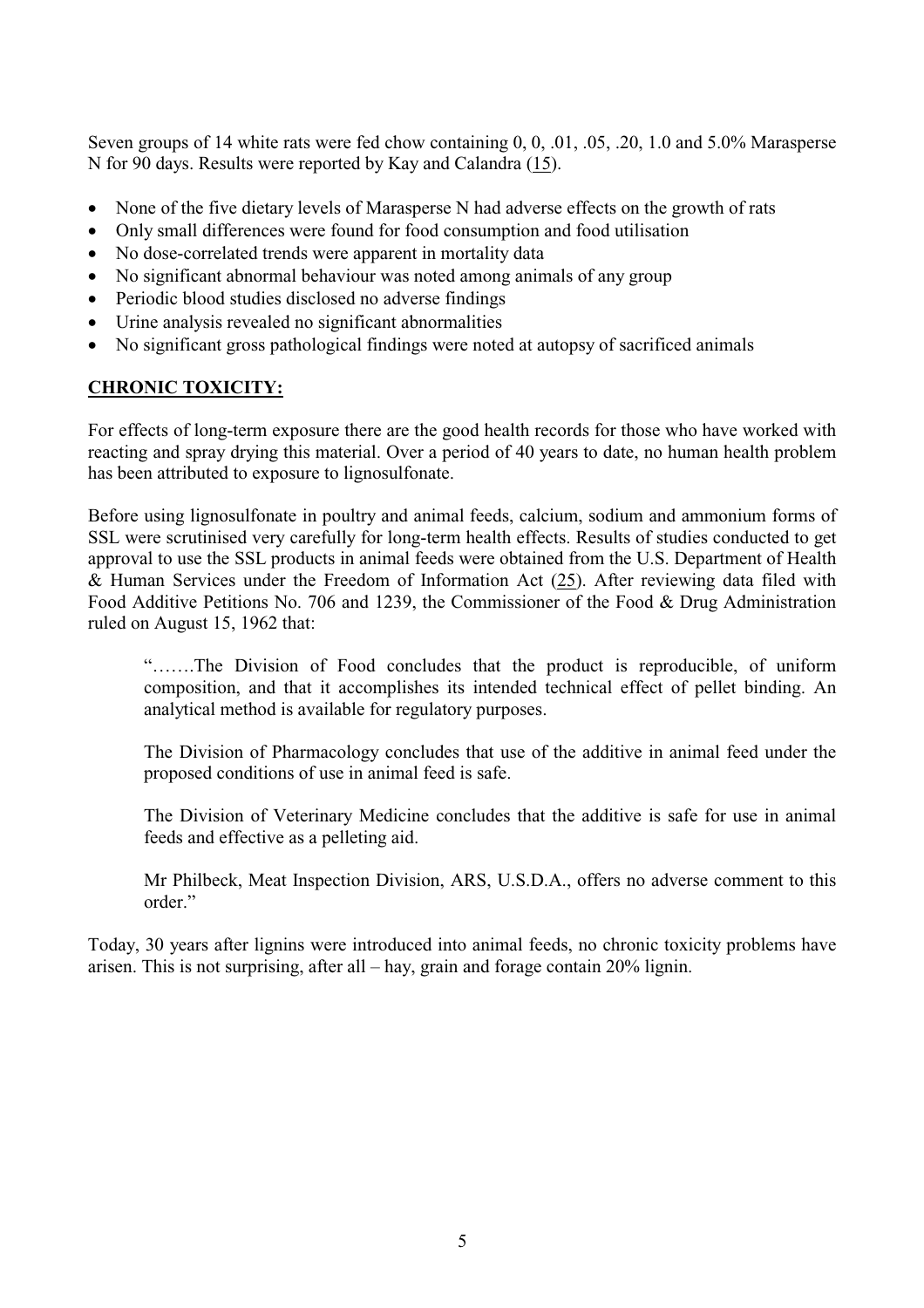Seven groups of 14 white rats were fed chow containing 0, 0, .01, .05, .20, 1.0 and 5.0% Marasperse N for 90 days. Results were reported by Kay and Calandra (15).

- None of the five dietary levels of Marasperse N had adverse effects on the growth of rats
- Only small differences were found for food consumption and food utilisation
- No dose-correlated trends were apparent in mortality data
- No significant abnormal behaviour was noted among animals of any group
- Periodic blood studies disclosed no adverse findings
- Urine analysis revealed no significant abnormalities
- No significant gross pathological findings were noted at autopsy of sacrificed animals

## **CHRONIC TOXICITY:**

For effects of long-term exposure there are the good health records for those who have worked with reacting and spray drying this material. Over a period of 40 years to date, no human health problem has been attributed to exposure to lignosulfonate.

Before using lignosulfonate in poultry and animal feeds, calcium, sodium and ammonium forms of SSL were scrutinised very carefully for long-term health effects. Results of studies conducted to get approval to use the SSL products in animal feeds were obtained from the U.S. Department of Health & Human Services under the Freedom of Information Act (25). After reviewing data filed with Food Additive Petitions No. 706 and 1239, the Commissioner of the Food & Drug Administration ruled on August 15, 1962 that:

> "…….The Division of Food concludes that the product is reproducible, of uniform composition, and that it accomplishes its intended technical effect of pellet binding. An analytical method is available for regulatory purposes.
>
> The Division of Pharmacology concludes that use of the additive in animal feed under the proposed conditions of use in animal feed is safe.
>
> The Division of Veterinary Medicine concludes that the additive is safe for use in animal feeds and effective as a pelleting aid.
>
> Mr Philbeck, Meat Inspection Division, ARS, U.S.D.A., offers no adverse comment to this order."

Today, 30 years after lignins were introduced into animal feeds, no chronic toxicity problems have arisen. This is not surprising, after all – hay, grain and forage contain 20% lignin.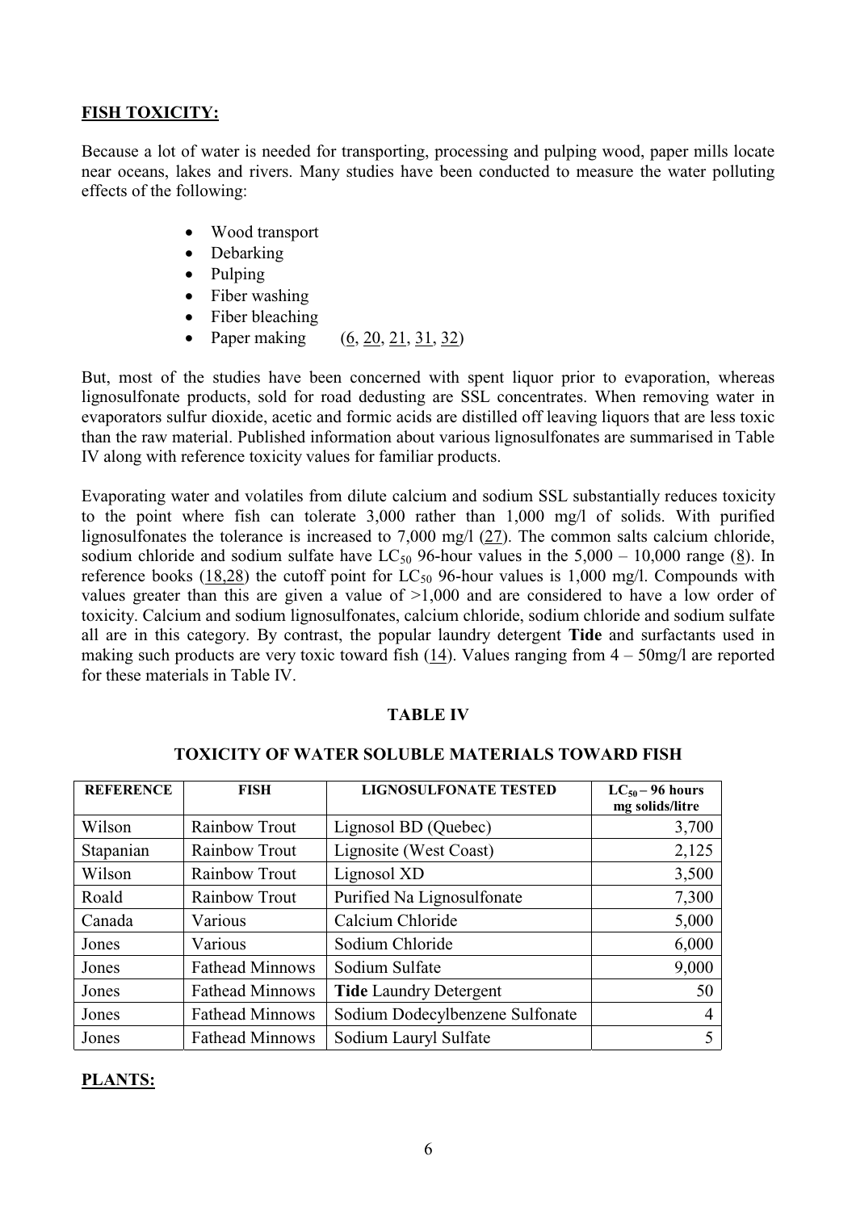## FISH TOXICITY:

Because a lot of water is needed for transporting, processing and pulping wood, paper mills locate near oceans, lakes and rivers. Many studies have been conducted to measure the water polluting effects of the following:

- Wood transport
- Debarking
- Pulping
- Fiber washing
- Fiber bleaching
- Paper making (6, 20, 21, 31, 32)

But, most of the studies have been concerned with spent liquor prior to evaporation, whereas lignosulfonate products, sold for road dedusting are SSL concentrates. When removing water in evaporators sulfur dioxide, acetic and formic acids are distilled off leaving liquors that are less toxic than the raw material. Published information about various lignosulfonates are summarised in Table IV along with reference toxicity values for familiar products.

Evaporating water and volatiles from dilute calcium and sodium SSL substantially reduces toxicity to the point where fish can tolerate 3,000 rather than 1,000 mg/l of solids. With purified lignosulfonates the tolerance is increased to 7,000 mg/l (27). The common salts calcium chloride, sodium chloride and sodium sulfate have $LC_{50}$ 96-hour values in the 5,000 – 10,000 range (8). In reference books (18,28) the cutoff point for $LC_{50}$ 96-hour values is 1,000 mg/l. Compounds with values greater than this are given a value of >1,000 and are considered to have a low order of toxicity. Calcium and sodium lignosulfonates, calcium chloride, sodium chloride and sodium sulfate all are in this category. By contrast, the popular laundry detergent **Tide** and surfactants used in making such products are very toxic toward fish (14). Values ranging from 4 – 50mg/l are reported for these materials in Table IV.

**TABLE IV**

**TOXICITY OF WATER SOLUBLE MATERIALS TOWARD FISH**

| REFERENCE | FISH | LIGNOSULFONATE TESTED | $LC_{50}$ – 96 hours mg solids/litre |
|---|---|---|---|
| Wilson | Rainbow Trout | Lignosol BD (Quebec) | 3,700 |
| Stapanian | Rainbow Trout | Lignosite (West Coast) | 2,125 |
| Wilson | Rainbow Trout | Lignosol XD | 3,500 |
| Roald | Rainbow Trout | Purified Na Lignosulfonate | 7,300 |
| Canada | Various | Calcium Chloride | 5,000 |
| Jones | Various | Sodium Chloride | 6,000 |
| Jones | Fathead Minnows | Sodium Sulfate | 9,000 |
| Jones | Fathead Minnows | **Tide** Laundry Detergent | 50 |
| Jones | Fathead Minnows | Sodium Dodecylbenzene Sulfonate | 4 |
| Jones | Fathead Minnows | Sodium Lauryl Sulfate | 5 |

## PLANTS: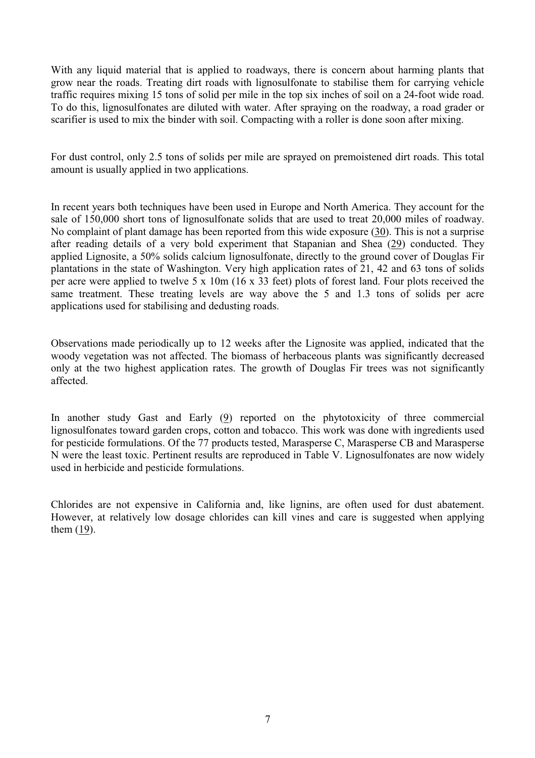With any liquid material that is applied to roadways, there is concern about harming plants that grow near the roads. Treating dirt roads with lignosulfonate to stabilise them for carrying vehicle traffic requires mixing 15 tons of solid per mile in the top six inches of soil on a 24-foot wide road. To do this, lignosulfonates are diluted with water. After spraying on the roadway, a road grader or scarifier is used to mix the binder with soil. Compacting with a roller is done soon after mixing.

For dust control, only 2.5 tons of solids per mile are sprayed on premoistened dirt roads. This total amount is usually applied in two applications.

In recent years both techniques have been used in Europe and North America. They account for the sale of 150,000 short tons of lignosulfonate solids that are used to treat 20,000 miles of roadway. No complaint of plant damage has been reported from this wide exposure (30). This is not a surprise after reading details of a very bold experiment that Stapanian and Shea (29) conducted. They applied Lignosite, a 50% solids calcium lignosulfonate, directly to the ground cover of Douglas Fir plantations in the state of Washington. Very high application rates of 21, 42 and 63 tons of solids per acre were applied to twelve 5 x 10m (16 x 33 feet) plots of forest land. Four plots received the same treatment. These treating levels are way above the 5 and 1.3 tons of solids per acre applications used for stabilising and dedusting roads.

Observations made periodically up to 12 weeks after the Lignosite was applied, indicated that the woody vegetation was not affected. The biomass of herbaceous plants was significantly decreased only at the two highest application rates. The growth of Douglas Fir trees was not significantly affected.

In another study Gast and Early (9) reported on the phytotoxicity of three commercial lignosulfonates toward garden crops, cotton and tobacco. This work was done with ingredients used for pesticide formulations. Of the 77 products tested, Marasperse C, Marasperse CB and Marasperse N were the least toxic. Pertinent results are reproduced in Table V. Lignosulfonates are now widely used in herbicide and pesticide formulations.

Chlorides are not expensive in California and, like lignins, are often used for dust abatement. However, at relatively low dosage chlorides can kill vines and care is suggested when applying them (19).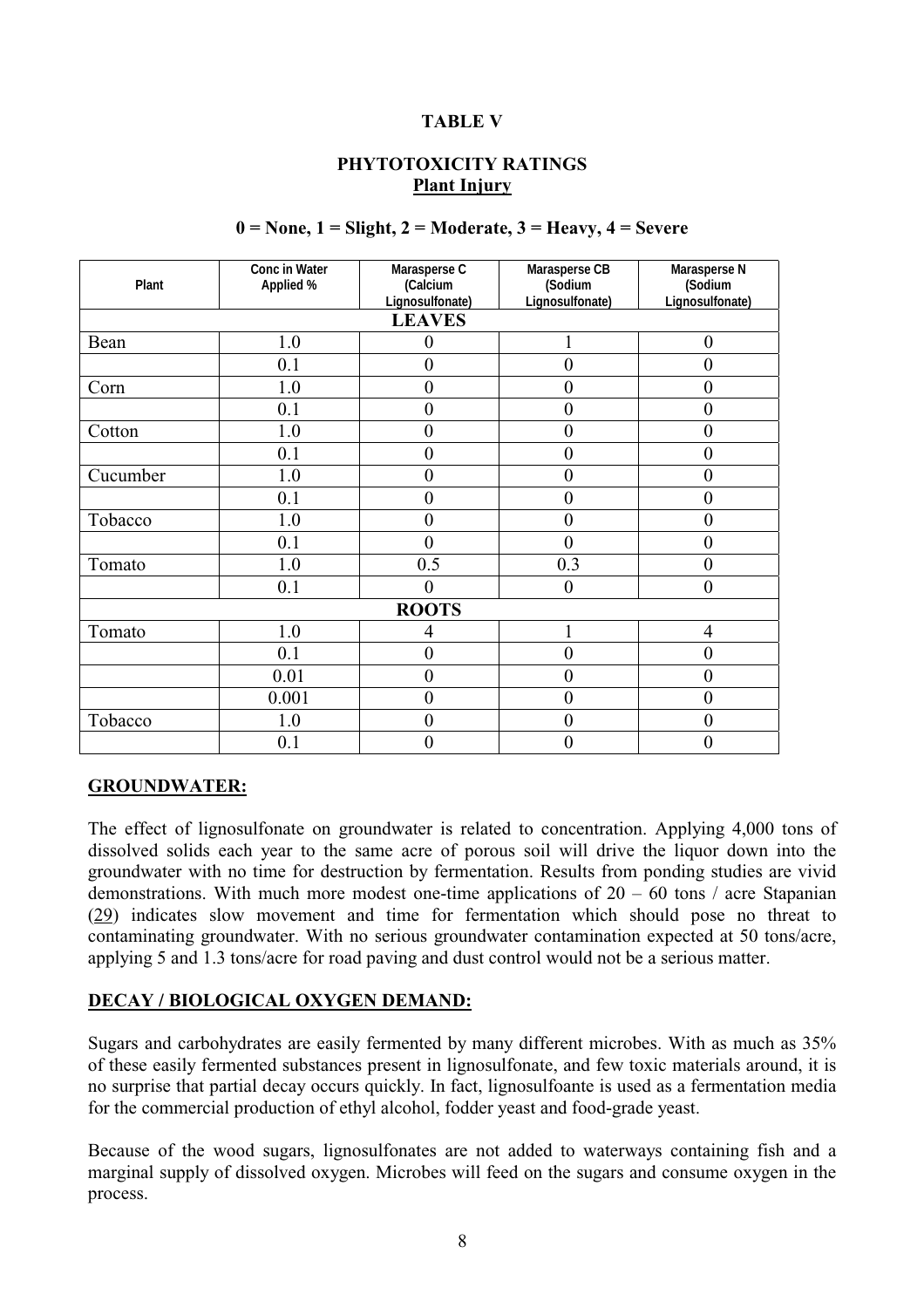**TABLE V**

**PHYTOTOXICITY RATINGS**
**Plant Injury**

**0 = None, 1 = Slight, 2 = Moderate, 3 = Heavy, 4 = Severe**

| Plant | Conc in Water Applied % | Marasperse C (Calcium Lignosulfonate) | Marasperse CB (Sodium Lignosulfonate) | Marasperse N (Sodium Lignosulfonate) |
|---|---|---|---|---|
| | | **LEAVES** | | |
| Bean | 1.0 | 0 | 1 | 0 |
| | 0.1 | 0 | 0 | 0 |
| Corn | 1.0 | 0 | 0 | 0 |
| | 0.1 | 0 | 0 | 0 |
| Cotton | 1.0 | 0 | 0 | 0 |
| | 0.1 | 0 | 0 | 0 |
| Cucumber | 1.0 | 0 | 0 | 0 |
| | 0.1 | 0 | 0 | 0 |
| Tobacco | 1.0 | 0 | 0 | 0 |
| | 0.1 | 0 | 0 | 0 |
| Tomato | 1.0 | 0.5 | 0.3 | 0 |
| | 0.1 | 0 | 0 | 0 |
| | | **ROOTS** | | |
| Tomato | 1.0 | 4 | 1 | 4 |
| | 0.1 | 0 | 0 | 0 |
| | 0.01 | 0 | 0 | 0 |
| | 0.001 | 0 | 0 | 0 |
| Tobacco | 1.0 | 0 | 0 | 0 |
| | 0.1 | 0 | 0 | 0 |

## GROUNDWATER:

The effect of lignosulfonate on groundwater is related to concentration. Applying 4,000 tons of dissolved solids each year to the same acre of porous soil will drive the liquor down into the groundwater with no time for destruction by fermentation. Results from ponding studies are vivid demonstrations. With much more modest one-time applications of 20 – 60 tons / acre Stapanian (29) indicates slow movement and time for fermentation which should pose no threat to contaminating groundwater. With no serious groundwater contamination expected at 50 tons/acre, applying 5 and 1.3 tons/acre for road paving and dust control would not be a serious matter.

## DECAY / BIOLOGICAL OXYGEN DEMAND:

Sugars and carbohydrates are easily fermented by many different microbes. With as much as 35% of these easily fermented substances present in lignosulfonate, and few toxic materials around, it is no surprise that partial decay occurs quickly. In fact, lignosulfoante is used as a fermentation media for the commercial production of ethyl alcohol, fodder yeast and food-grade yeast.

Because of the wood sugars, lignosulfonates are not added to waterways containing fish and a marginal supply of dissolved oxygen. Microbes will feed on the sugars and consume oxygen in the process.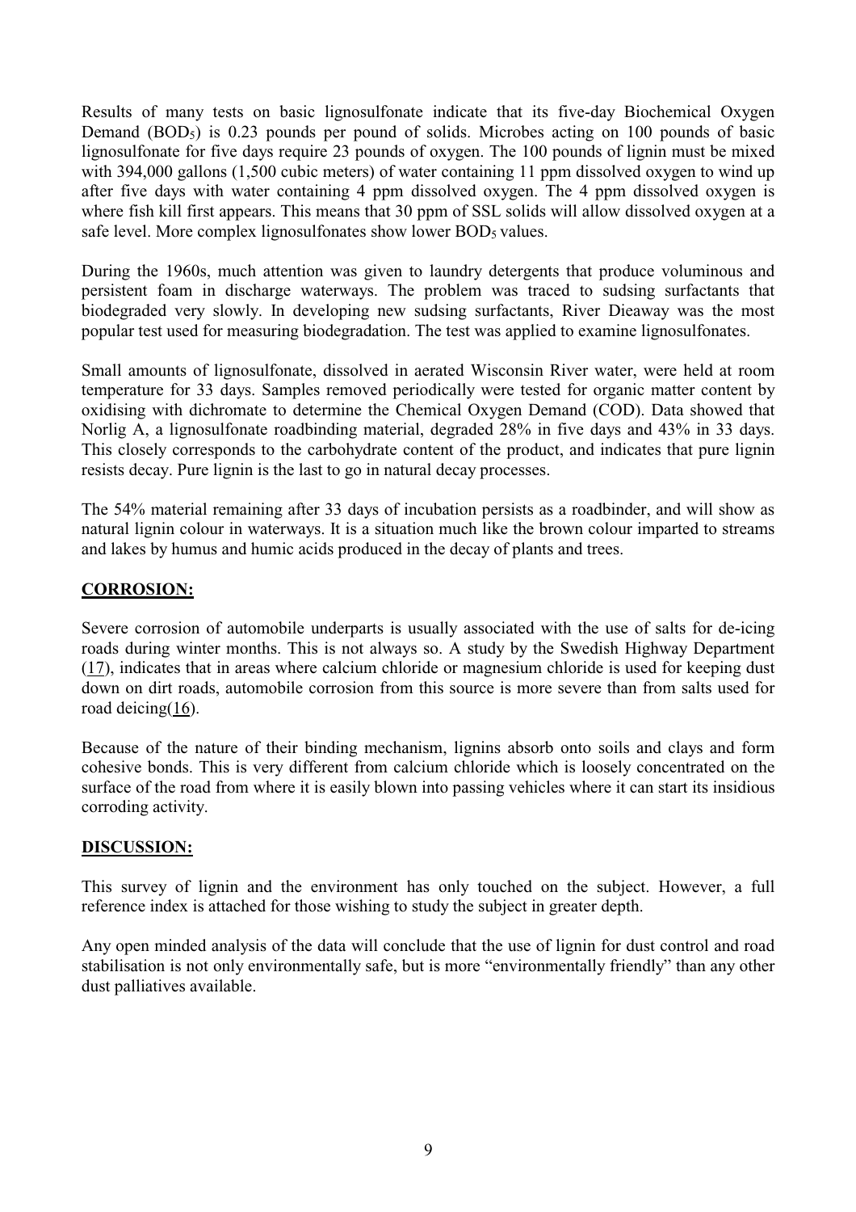Results of many tests on basic lignosulfonate indicate that its five-day Biochemical Oxygen Demand ($BOD_5$) is 0.23 pounds per pound of solids. Microbes acting on 100 pounds of basic lignosulfonate for five days require 23 pounds of oxygen. The 100 pounds of lignin must be mixed with 394,000 gallons (1,500 cubic meters) of water containing 11 ppm dissolved oxygen to wind up after five days with water containing 4 ppm dissolved oxygen. The 4 ppm dissolved oxygen is where fish kill first appears. This means that 30 ppm of SSL solids will allow dissolved oxygen at a safe level. More complex lignosulfonates show lower $BOD_5$ values.

During the 1960s, much attention was given to laundry detergents that produce voluminous and persistent foam in discharge waterways. The problem was traced to sudsing surfactants that biodegraded very slowly. In developing new sudsing surfactants, River Dieaway was the most popular test used for measuring biodegradation. The test was applied to examine lignosulfonates.

Small amounts of lignosulfonate, dissolved in aerated Wisconsin River water, were held at room temperature for 33 days. Samples removed periodically were tested for organic matter content by oxidising with dichromate to determine the Chemical Oxygen Demand (COD). Data showed that Norlig A, a lignosulfonate roadbinding material, degraded 28% in five days and 43% in 33 days. This closely corresponds to the carbohydrate content of the product, and indicates that pure lignin resists decay. Pure lignin is the last to go in natural decay processes.

The 54% material remaining after 33 days of incubation persists as a roadbinder, and will show as natural lignin colour in waterways. It is a situation much like the brown colour imparted to streams and lakes by humus and humic acids produced in the decay of plants and trees.

## CORROSION:

Severe corrosion of automobile underparts is usually associated with the use of salts for de-icing roads during winter months. This is not always so. A study by the Swedish Highway Department (17), indicates that in areas where calcium chloride or magnesium chloride is used for keeping dust down on dirt roads, automobile corrosion from this source is more severe than from salts used for road deicing(16).

Because of the nature of their binding mechanism, lignins absorb onto soils and clays and form cohesive bonds. This is very different from calcium chloride which is loosely concentrated on the surface of the road from where it is easily blown into passing vehicles where it can start its insidious corroding activity.

## DISCUSSION:

This survey of lignin and the environment has only touched on the subject. However, a full reference index is attached for those wishing to study the subject in greater depth.

Any open minded analysis of the data will conclude that the use of lignin for dust control and road stabilisation is not only environmentally safe, but is more "environmentally friendly" than any other dust palliatives available.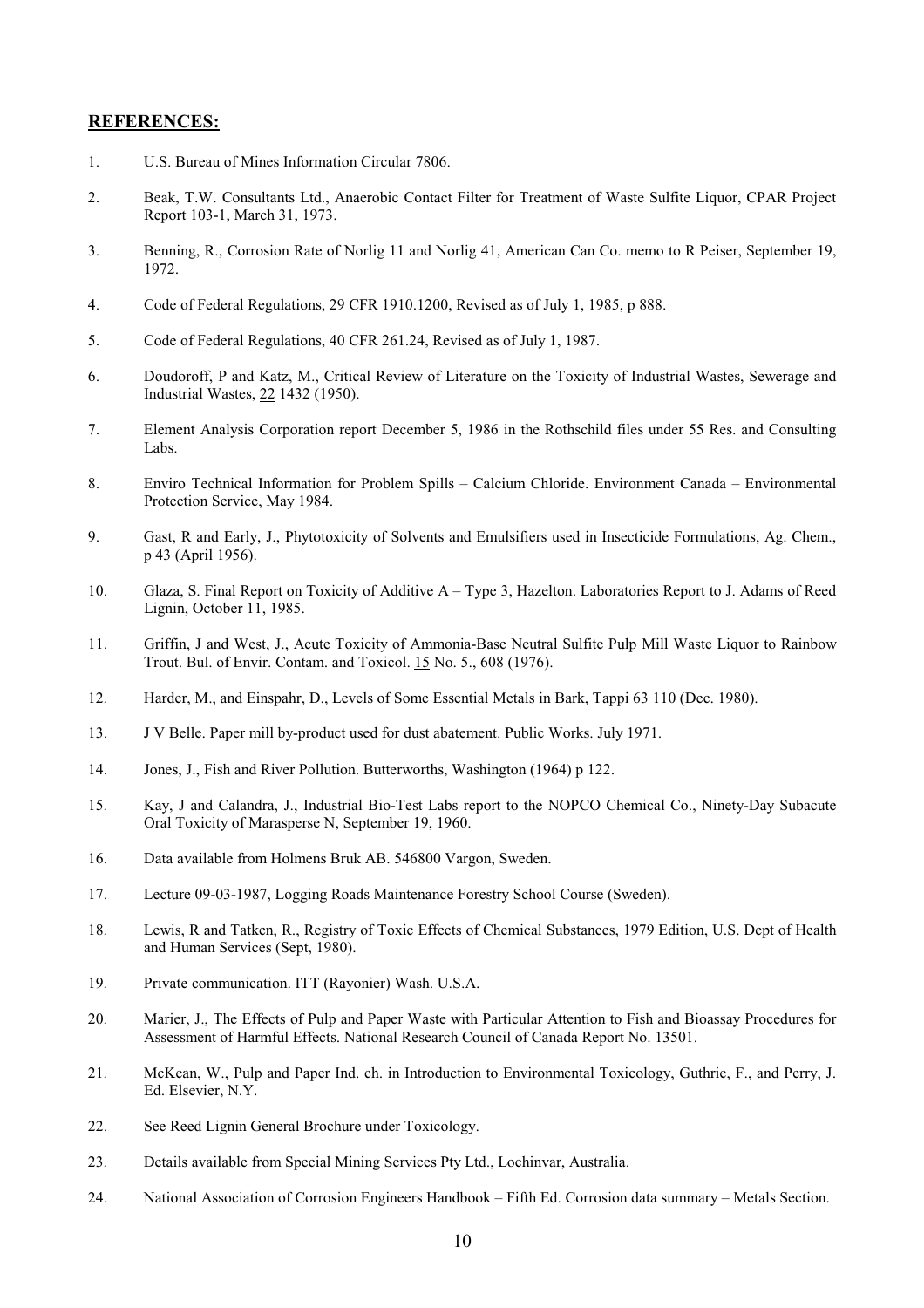## REFERENCES:

1. U.S. Bureau of Mines Information Circular 7806.

2. Beak, T.W. Consultants Ltd., Anaerobic Contact Filter for Treatment of Waste Sulfite Liquor, CPAR Project Report 103-1, March 31, 1973.

3. Benning, R., Corrosion Rate of Norlig 11 and Norlig 41, American Can Co. memo to R Peiser, September 19, 1972.

4. Code of Federal Regulations, 29 CFR 1910.1200, Revised as of July 1, 1985, p 888.

5. Code of Federal Regulations, 40 CFR 261.24, Revised as of July 1, 1987.

6. Doudoroff, P and Katz, M., Critical Review of Literature on the Toxicity of Industrial Wastes, Sewerage and Industrial Wastes, 22 1432 (1950).

7. Element Analysis Corporation report December 5, 1986 in the Rothschild files under 55 Res. and Consulting Labs.

8. Enviro Technical Information for Problem Spills – Calcium Chloride. Environment Canada – Environmental Protection Service, May 1984.

9. Gast, R and Early, J., Phytotoxicity of Solvents and Emulsifiers used in Insecticide Formulations, Ag. Chem., p 43 (April 1956).

10. Glaza, S. Final Report on Toxicity of Additive A – Type 3, Hazelton. Laboratories Report to J. Adams of Reed Lignin, October 11, 1985.

11. Griffin, J and West, J., Acute Toxicity of Ammonia-Base Neutral Sulfite Pulp Mill Waste Liquor to Rainbow Trout. Bul. of Envir. Contam. and Toxicol. 15 No. 5., 608 (1976).

12. Harder, M., and Einspahr, D., Levels of Some Essential Metals in Bark, Tappi 63 110 (Dec. 1980).

13. J V Belle. Paper mill by-product used for dust abatement. Public Works. July 1971.

14. Jones, J., Fish and River Pollution. Butterworths, Washington (1964) p 122.

15. Kay, J and Calandra, J., Industrial Bio-Test Labs report to the NOPCO Chemical Co., Ninety-Day Subacute Oral Toxicity of Marasperse N, September 19, 1960.

16. Data available from Holmens Bruk AB. 546800 Vargon, Sweden.

17. Lecture 09-03-1987, Logging Roads Maintenance Forestry School Course (Sweden).

18. Lewis, R and Tatken, R., Registry of Toxic Effects of Chemical Substances, 1979 Edition, U.S. Dept of Health and Human Services (Sept, 1980).

19. Private communication. ITT (Rayonier) Wash. U.S.A.

20. Marier, J., The Effects of Pulp and Paper Waste with Particular Attention to Fish and Bioassay Procedures for Assessment of Harmful Effects. National Research Council of Canada Report No. 13501.

21. McKean, W., Pulp and Paper Ind. ch. in Introduction to Environmental Toxicology, Guthrie, F., and Perry, J. Ed. Elsevier, N.Y.

22. See Reed Lignin General Brochure under Toxicology.

23. Details available from Special Mining Services Pty Ltd., Lochinvar, Australia.

24. National Association of Corrosion Engineers Handbook – Fifth Ed. Corrosion data summary – Metals Section.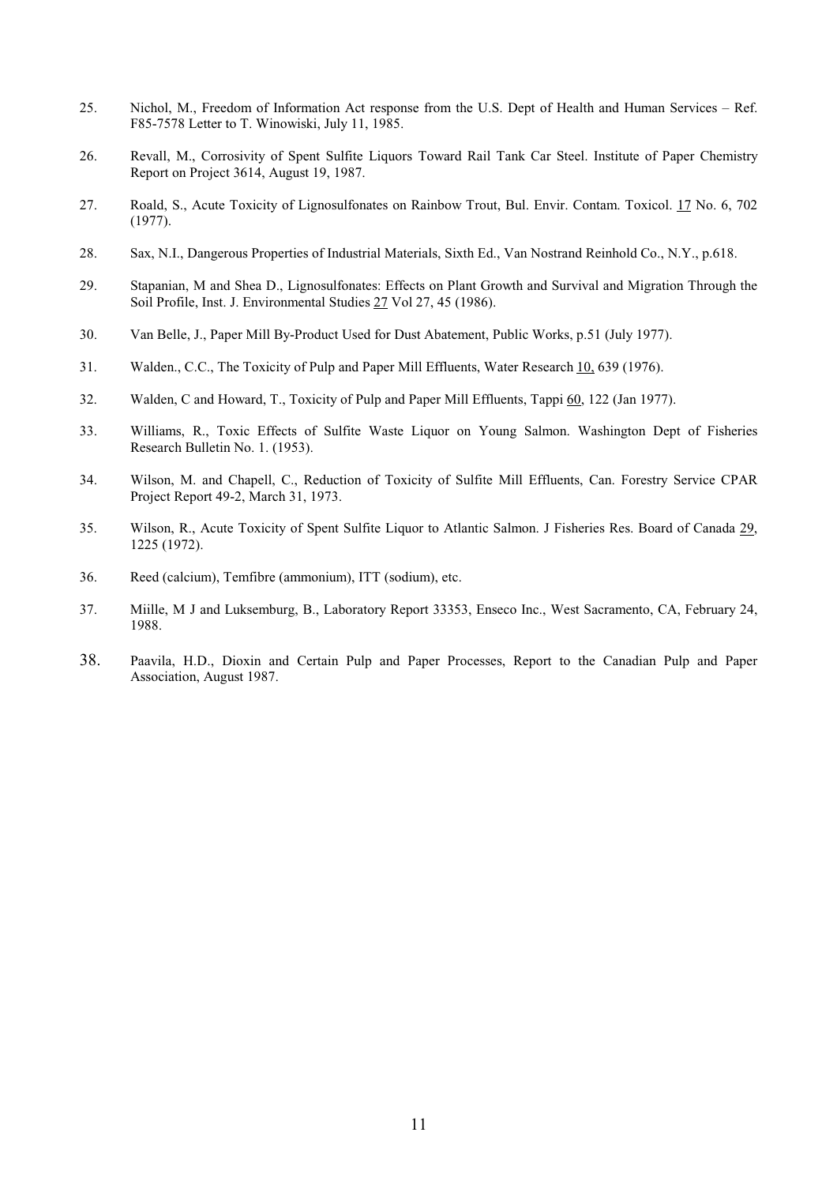25. Nichol, M., Freedom of Information Act response from the U.S. Dept of Health and Human Services – Ref. F85-7578 Letter to T. Winowiski, July 11, 1985.

26. Revall, M., Corrosivity of Spent Sulfite Liquors Toward Rail Tank Car Steel. Institute of Paper Chemistry Report on Project 3614, August 19, 1987.

27. Roald, S., Acute Toxicity of Lignosulfonates on Rainbow Trout, Bul. Envir. Contam. Toxicol. 17 No. 6, 702 (1977).

28. Sax, N.I., Dangerous Properties of Industrial Materials, Sixth Ed., Van Nostrand Reinhold Co., N.Y., p.618.

29. Stapanian, M and Shea D., Lignosulfonates: Effects on Plant Growth and Survival and Migration Through the Soil Profile, Inst. J. Environmental Studies 27 Vol 27, 45 (1986).

30. Van Belle, J., Paper Mill By-Product Used for Dust Abatement, Public Works, p.51 (July 1977).

31. Walden., C.C., The Toxicity of Pulp and Paper Mill Effluents, Water Research 10, 639 (1976).

32. Walden, C and Howard, T., Toxicity of Pulp and Paper Mill Effluents, Tappi 60, 122 (Jan 1977).

33. Williams, R., Toxic Effects of Sulfite Waste Liquor on Young Salmon. Washington Dept of Fisheries Research Bulletin No. 1. (1953).

34. Wilson, M. and Chapell, C., Reduction of Toxicity of Sulfite Mill Effluents, Can. Forestry Service CPAR Project Report 49-2, March 31, 1973.

35. Wilson, R., Acute Toxicity of Spent Sulfite Liquor to Atlantic Salmon. J Fisheries Res. Board of Canada 29, 1225 (1972).

36. Reed (calcium), Temfibre (ammonium), ITT (sodium), etc.

37. Miille, M J and Luksemburg, B., Laboratory Report 33353, Enseco Inc., West Sacramento, CA, February 24, 1988.

38. Paavila, H.D., Dioxin and Certain Pulp and Paper Processes, Report to the Canadian Pulp and Paper Association, August 1987.